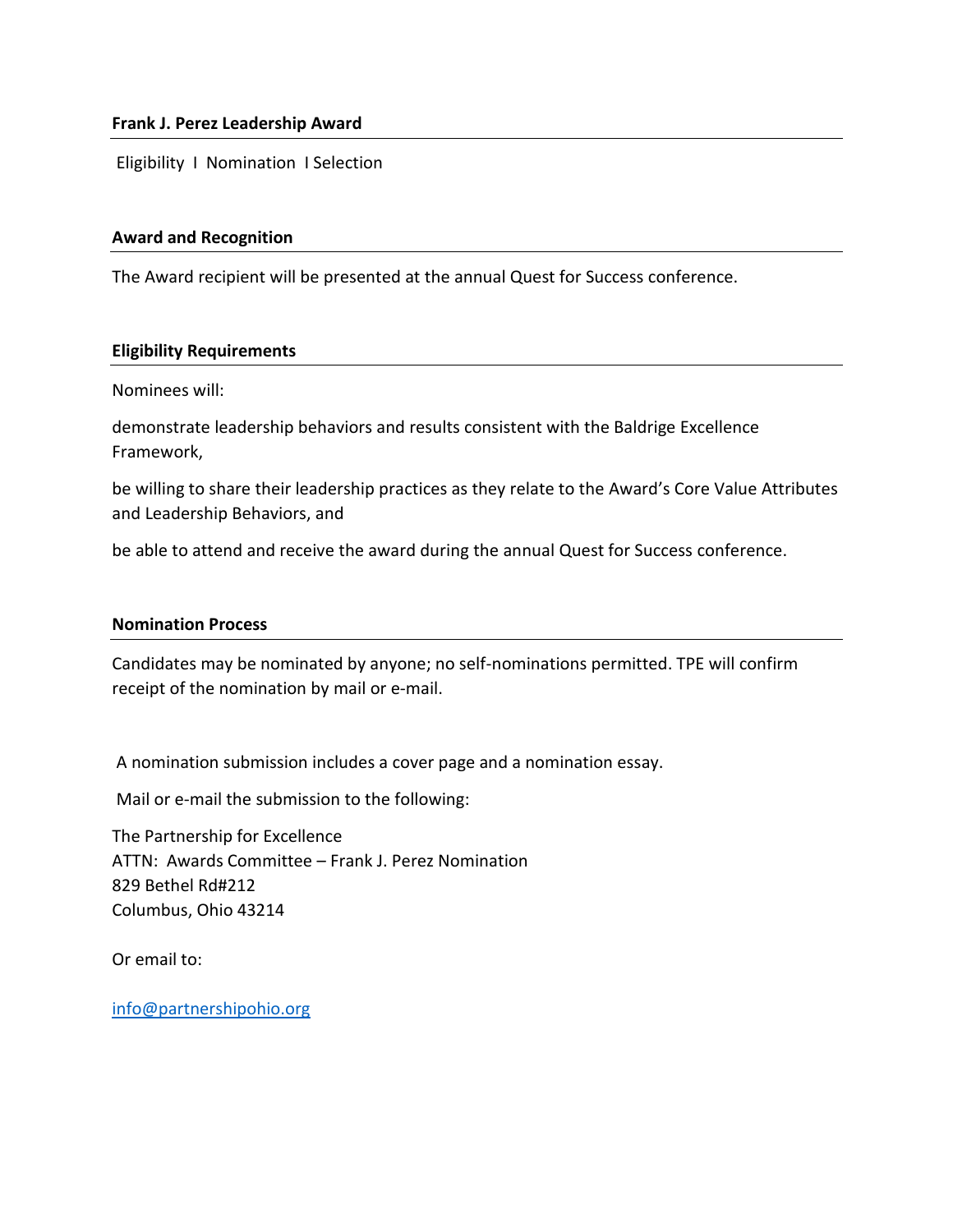## Frank J. Perez Leadership Award

Eligibility I Nomination I Selection

### Award and Recognition

The Award recipient will be presented at the annual Quest for Success conference.

### Eligibility Requirements

Nominees will:

demonstrate leadership behaviors and results consistent with the Baldrige Excellence Framework,

be willing to share their leadership practices as they relate to the Award's Core Value Attributes and Leadership Behaviors, and

be able to attend and receive the award during the annual Quest for Success conference.

### Nomination Process

Candidates may be nominated by anyone; no self-nominations permitted. TPE will confirm receipt of the nomination by mail or e-mail.

A nomination submission includes a cover page and a nomination essay.

Mail or e-mail the submission to the following:

The Partnership for Excellence
ATTN: Awards Committee – Frank J. Perez Nomination
829 Bethel Rd#212
Columbus, Ohio 43214

Or email to:

info@partnershipohio.org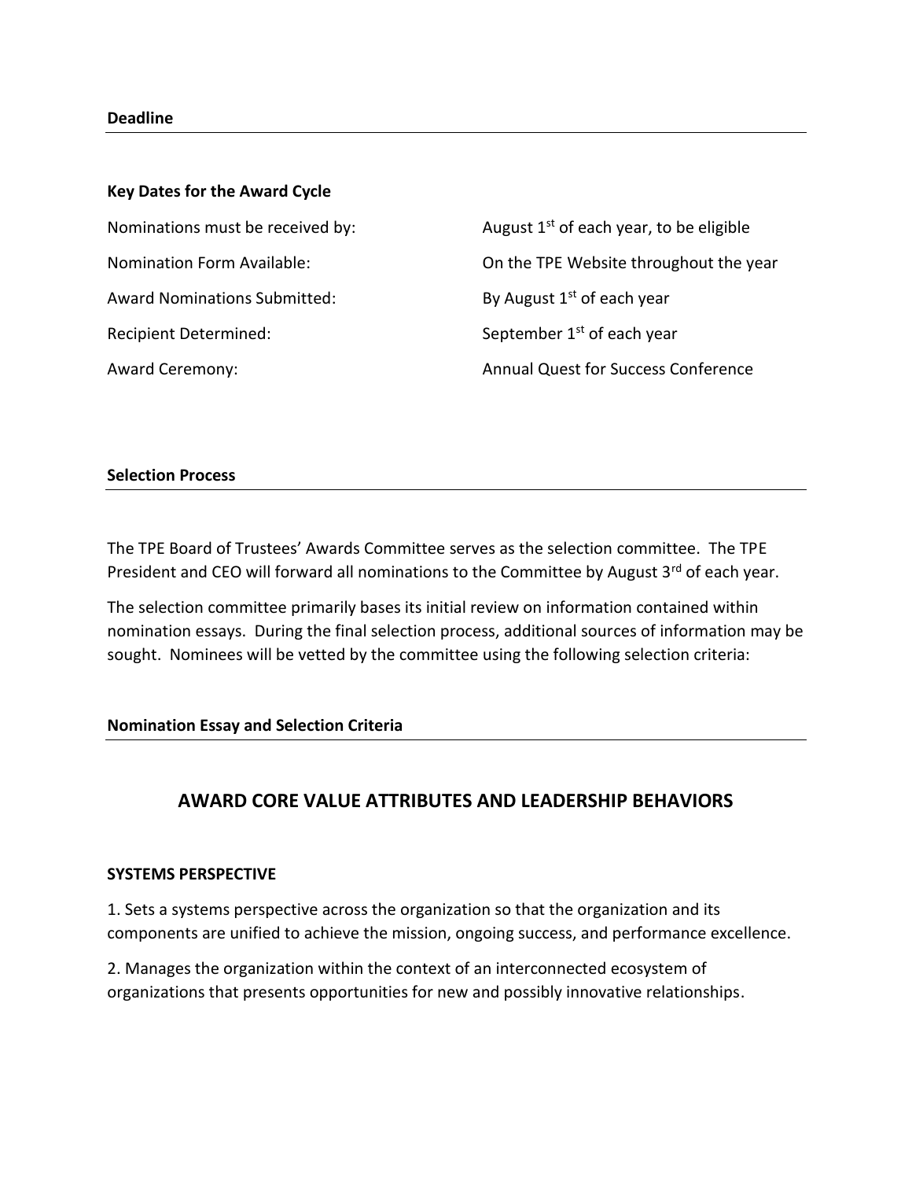**Deadline**

**Key Dates for the Award Cycle**

| | |
|---|---|
| Nominations must be received by: | August 1st of each year, to be eligible |
| Nomination Form Available: | On the TPE Website throughout the year |
| Award Nominations Submitted: | By August 1st of each year |
| Recipient Determined: | September 1st of each year |
| Award Ceremony: | Annual Quest for Success Conference |

**Selection Process**

The TPE Board of Trustees' Awards Committee serves as the selection committee. The TPE President and CEO will forward all nominations to the Committee by August 3rd of each year.

The selection committee primarily bases its initial review on information contained within nomination essays. During the final selection process, additional sources of information may be sought. Nominees will be vetted by the committee using the following selection criteria:

**Nomination Essay and Selection Criteria**

## AWARD CORE VALUE ATTRIBUTES AND LEADERSHIP BEHAVIORS

**SYSTEMS PERSPECTIVE**

1. Sets a systems perspective across the organization so that the organization and its components are unified to achieve the mission, ongoing success, and performance excellence.

2. Manages the organization within the context of an interconnected ecosystem of organizations that presents opportunities for new and possibly innovative relationships.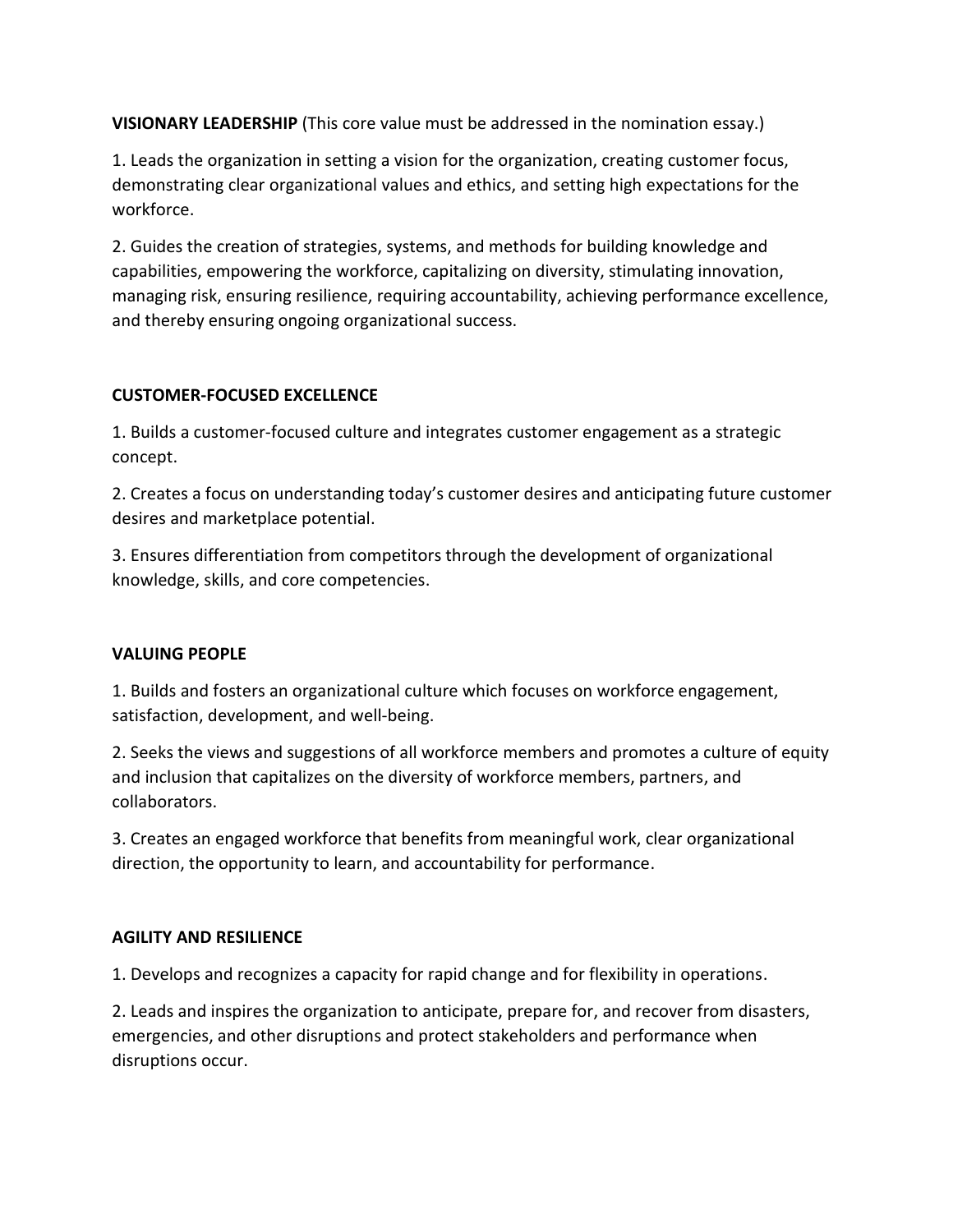**VISIONARY LEADERSHIP** (This core value must be addressed in the nomination essay.)

1. Leads the organization in setting a vision for the organization, creating customer focus, demonstrating clear organizational values and ethics, and setting high expectations for the workforce.

2. Guides the creation of strategies, systems, and methods for building knowledge and capabilities, empowering the workforce, capitalizing on diversity, stimulating innovation, managing risk, ensuring resilience, requiring accountability, achieving performance excellence, and thereby ensuring ongoing organizational success.

**CUSTOMER-FOCUSED EXCELLENCE**

1. Builds a customer-focused culture and integrates customer engagement as a strategic concept.

2. Creates a focus on understanding today's customer desires and anticipating future customer desires and marketplace potential.

3. Ensures differentiation from competitors through the development of organizational knowledge, skills, and core competencies.

**VALUING PEOPLE**

1. Builds and fosters an organizational culture which focuses on workforce engagement, satisfaction, development, and well-being.

2. Seeks the views and suggestions of all workforce members and promotes a culture of equity and inclusion that capitalizes on the diversity of workforce members, partners, and collaborators.

3. Creates an engaged workforce that benefits from meaningful work, clear organizational direction, the opportunity to learn, and accountability for performance.

**AGILITY AND RESILIENCE**

1. Develops and recognizes a capacity for rapid change and for flexibility in operations.

2. Leads and inspires the organization to anticipate, prepare for, and recover from disasters, emergencies, and other disruptions and protect stakeholders and performance when disruptions occur.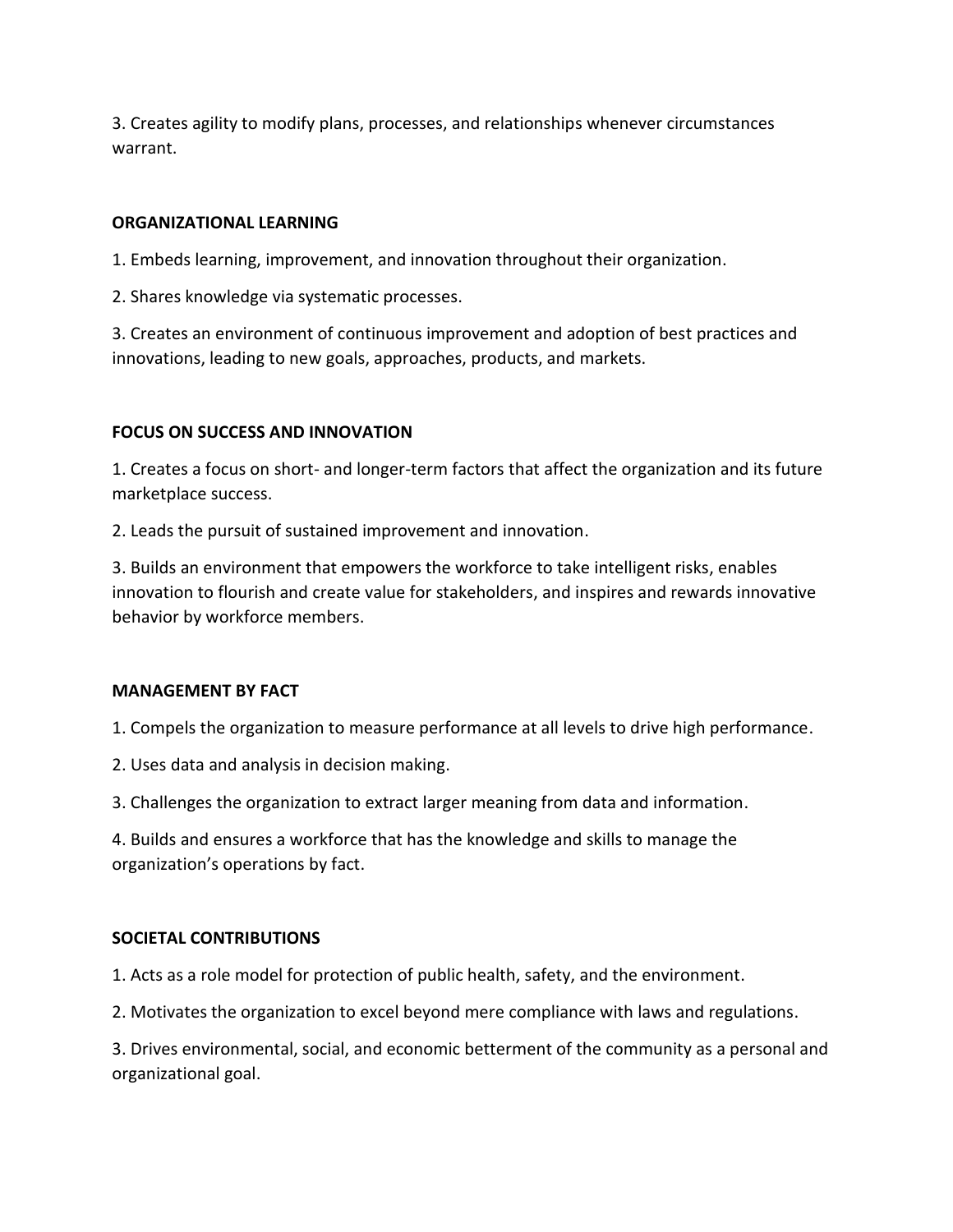3. Creates agility to modify plans, processes, and relationships whenever circumstances warrant.

**ORGANIZATIONAL LEARNING**

1. Embeds learning, improvement, and innovation throughout their organization.

2. Shares knowledge via systematic processes.

3. Creates an environment of continuous improvement and adoption of best practices and innovations, leading to new goals, approaches, products, and markets.

**FOCUS ON SUCCESS AND INNOVATION**

1. Creates a focus on short- and longer-term factors that affect the organization and its future marketplace success.

2. Leads the pursuit of sustained improvement and innovation.

3. Builds an environment that empowers the workforce to take intelligent risks, enables innovation to flourish and create value for stakeholders, and inspires and rewards innovative behavior by workforce members.

**MANAGEMENT BY FACT**

1. Compels the organization to measure performance at all levels to drive high performance.

2. Uses data and analysis in decision making.

3. Challenges the organization to extract larger meaning from data and information.

4. Builds and ensures a workforce that has the knowledge and skills to manage the organization's operations by fact.

**SOCIETAL CONTRIBUTIONS**

1. Acts as a role model for protection of public health, safety, and the environment.

2. Motivates the organization to excel beyond mere compliance with laws and regulations.

3. Drives environmental, social, and economic betterment of the community as a personal and organizational goal.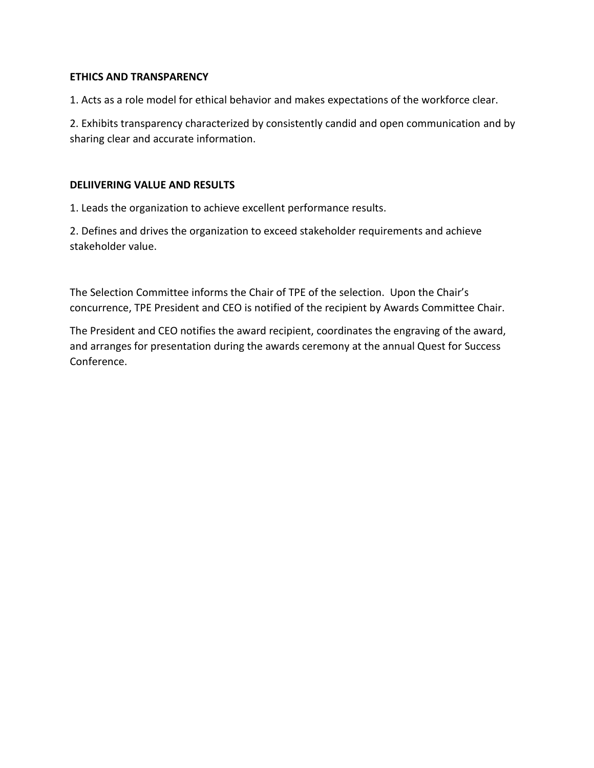**ETHICS AND TRANSPARENCY**

1. Acts as a role model for ethical behavior and makes expectations of the workforce clear.

2. Exhibits transparency characterized by consistently candid and open communication and by sharing clear and accurate information.

**DELIIVERING VALUE AND RESULTS**

1. Leads the organization to achieve excellent performance results.

2. Defines and drives the organization to exceed stakeholder requirements and achieve stakeholder value.

The Selection Committee informs the Chair of TPE of the selection. Upon the Chair's concurrence, TPE President and CEO is notified of the recipient by Awards Committee Chair.

The President and CEO notifies the award recipient, coordinates the engraving of the award, and arranges for presentation during the awards ceremony at the annual Quest for Success Conference.